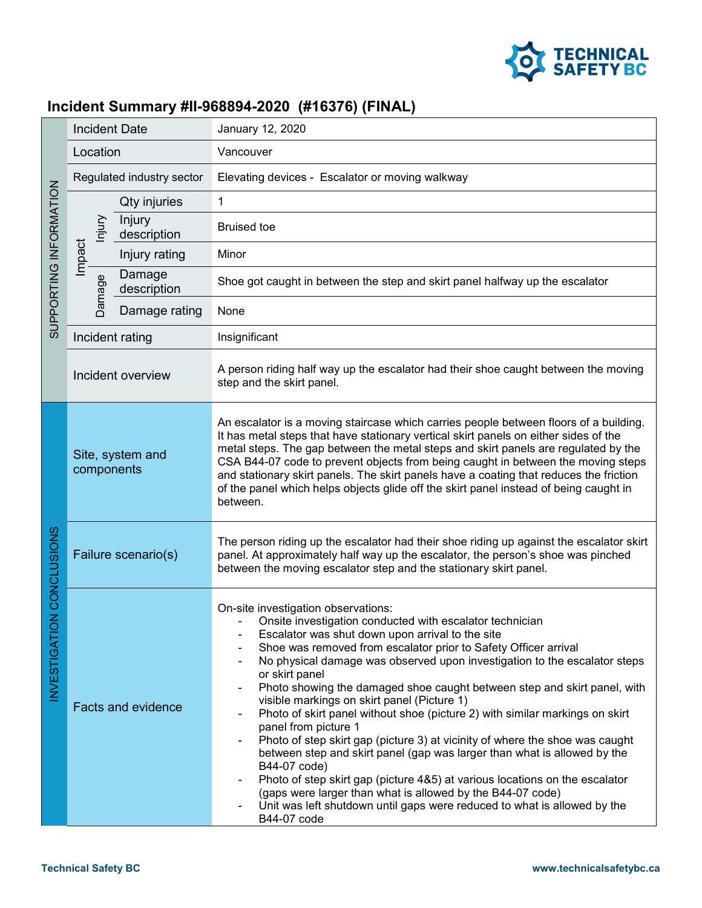# Incident Summary #II-968894-2020 (#16376) (FINAL)

| SUPPORTING INFORMATION | | | |
|---|---|---|---|
| Incident Date | | | January 12, 2020 |
| Location | | | Vancouver |
| Regulated industry sector | | | Elevating devices - Escalator or moving walkway |
| Impact | Injury | Qty injuries | 1 |
| | | Injury description | Bruised toe |
| | | Injury rating | Minor |
| | Damage | Damage description | Shoe got caught in between the step and skirt panel halfway up the escalator |
| | | Damage rating | None |
| Incident rating | | | Insignificant |
| Incident overview | | | A person riding half way up the escalator had their shoe caught between the moving step and the skirt panel. |

| INVESTIGATION CONCLUSIONS | |
|---|---|
| Site, system and components | An escalator is a moving staircase which carries people between floors of a building. It has metal steps that have stationary vertical skirt panels on either sides of the metal steps. The gap between the metal steps and skirt panels are regulated by the CSA B44-07 code to prevent objects from being caught in between the moving steps and stationary skirt panels. The skirt panels have a coating that reduces the friction of the panel which helps objects glide off the skirt panel instead of being caught in between. |
| Failure scenario(s) | The person riding up the escalator had their shoe riding up against the escalator skirt panel. At approximately half way up the escalator, the person's shoe was pinched between the moving escalator step and the stationary skirt panel. |
| Facts and evidence | On-site investigation observations:<br>- Onsite investigation conducted with escalator technician<br>- Escalator was shut down upon arrival to the site<br>- Shoe was removed from escalator prior to Safety Officer arrival<br>- No physical damage was observed upon investigation to the escalator steps or skirt panel<br>- Photo showing the damaged shoe caught between step and skirt panel, with visible markings on skirt panel (Picture 1)<br>- Photo of skirt panel without shoe (picture 2) with similar markings on skirt panel from picture 1<br>- Photo of step skirt gap (picture 3) at vicinity of where the shoe was caught between step and skirt panel (gap was larger than what is allowed by the B44-07 code)<br>- Photo of step skirt gap (picture 4&5) at various locations on the escalator (gaps were larger than what is allowed by the B44-07 code)<br>- Unit was left shutdown until gaps were reduced to what is allowed by the B44-07 code |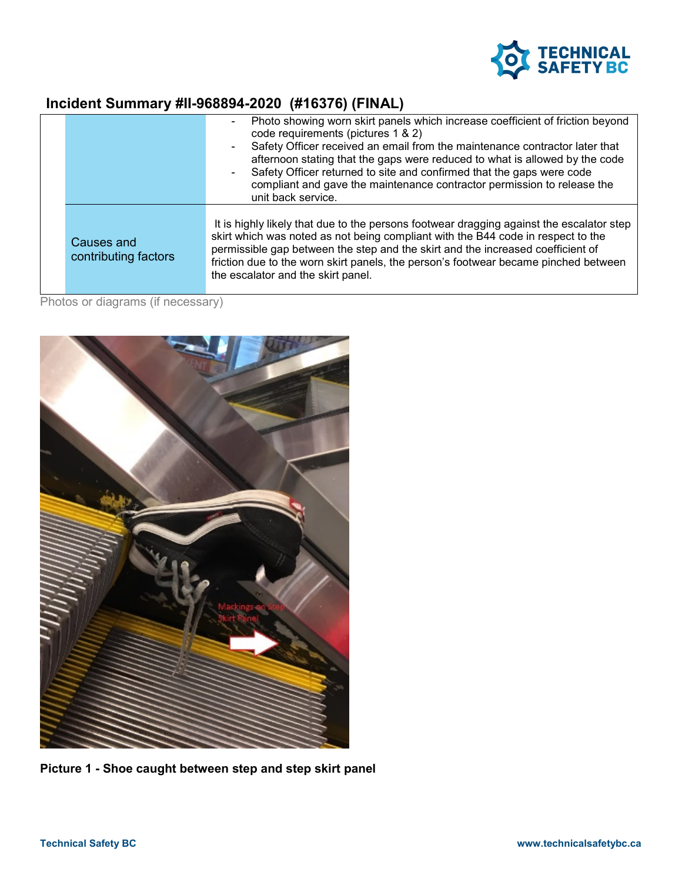## Incident Summary #II-968894-2020 (#16376) (FINAL)

| | |
|---|---|
| | - Photo showing worn skirt panels which increase coefficient of friction beyond code requirements (pictures 1 & 2)<br>- Safety Officer received an email from the maintenance contractor later that afternoon stating that the gaps were reduced to what is allowed by the code<br>- Safety Officer returned to site and confirmed that the gaps were code compliant and gave the maintenance contractor permission to release the unit back service. |
| Causes and contributing factors | It is highly likely that due to the persons footwear dragging against the escalator step skirt which was noted as not being compliant with the B44 code in respect to the permissible gap between the step and the skirt and the increased coefficient of friction due to the worn skirt panels, the person's footwear became pinched between the escalator and the skirt panel. |

Photos or diagrams (if necessary)

**Picture 1 - Shoe caught between step and step skirt panel**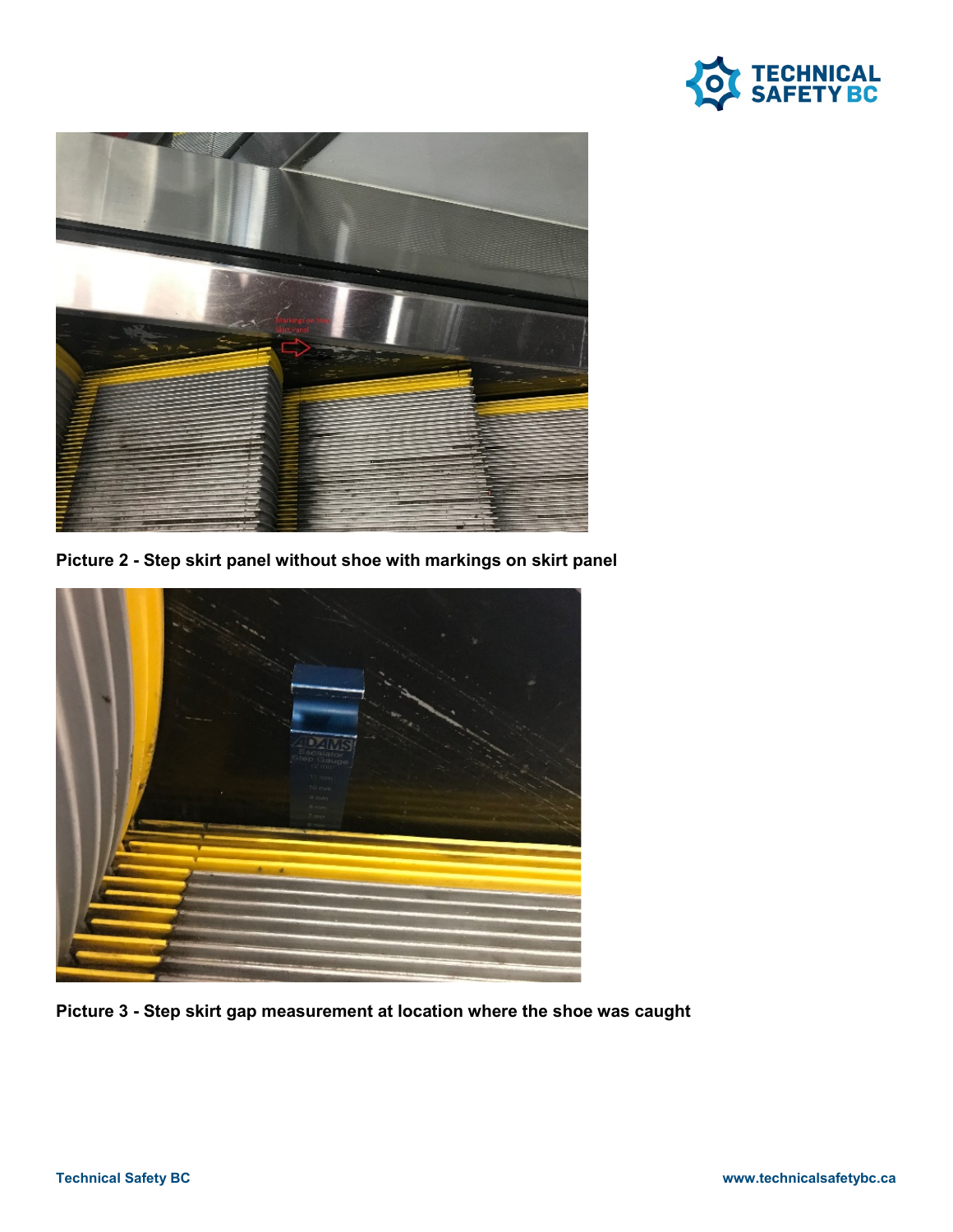**Picture 2 - Step skirt panel without shoe with markings on skirt panel**

**Picture 3 - Step skirt gap measurement at location where the shoe was caught**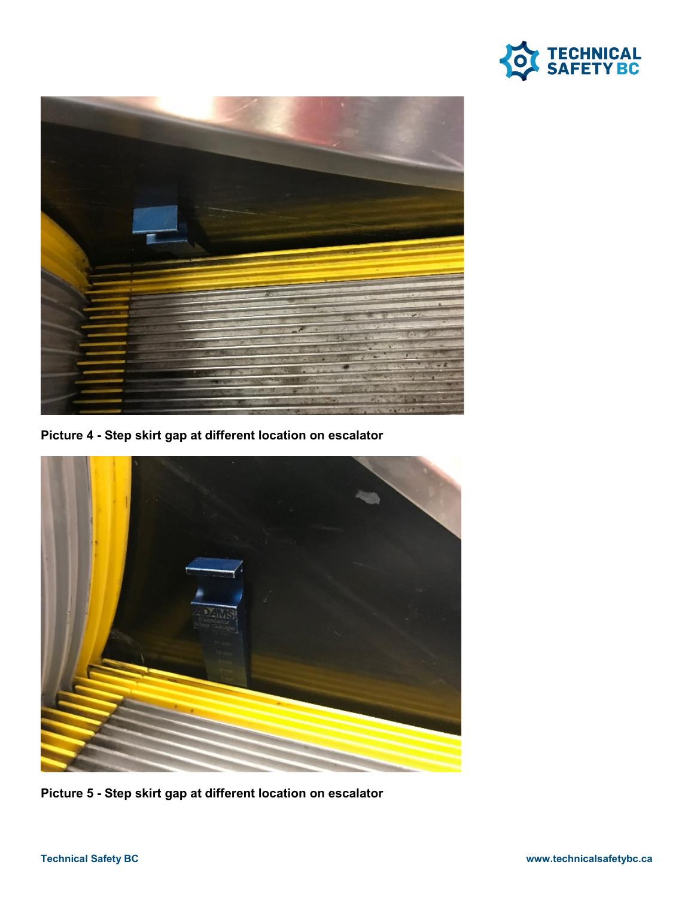Picture 4 - Step skirt gap at different location on escalator

Picture 5 - Step skirt gap at different location on escalator